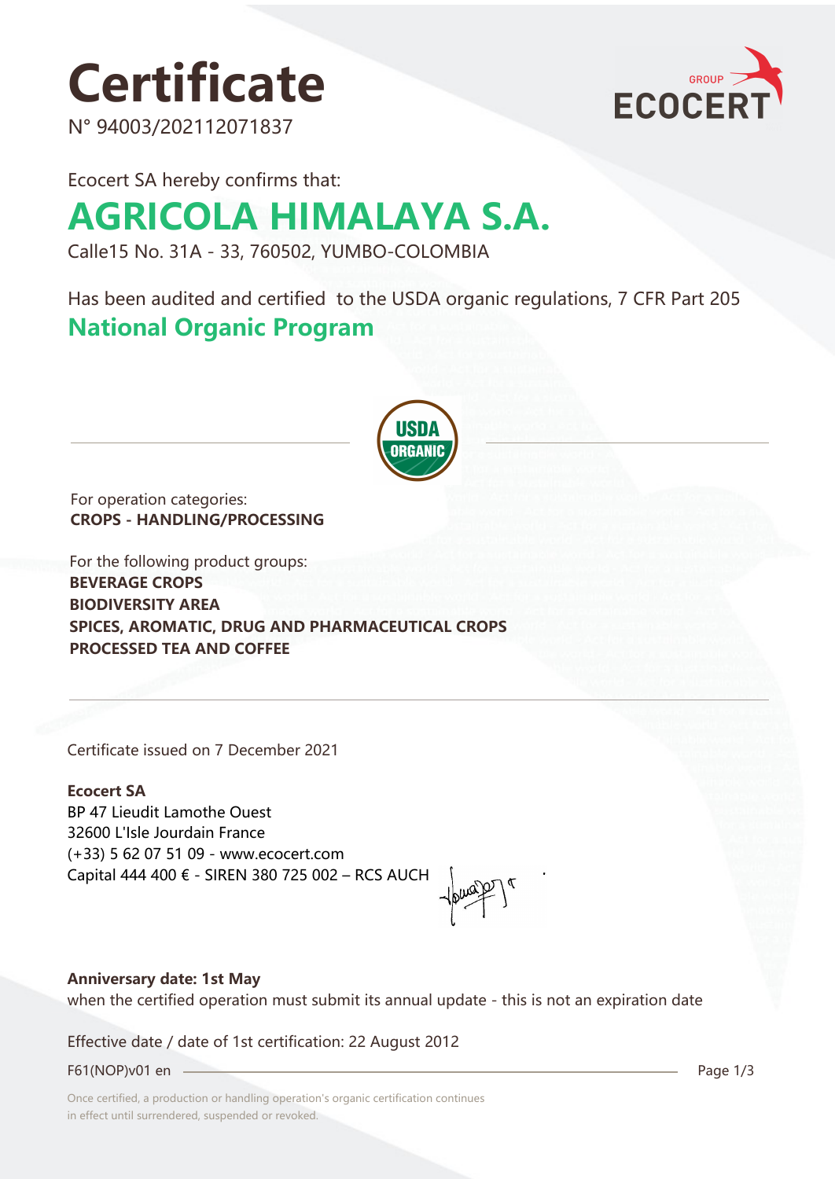# Certificate

N° 94003/202112071837

Ecocert SA hereby confirms that:

## AGRICOLA HIMALAYA S.A.

Calle15 No. 31A - 33, 760502, YUMBO-COLOMBIA

Has been audited and certified to the USDA organic regulations, 7 CFR Part 205

## National Organic Program

For operation categories:
**CROPS - HANDLING/PROCESSING**

For the following product groups:
**BEVERAGE CROPS**
**BIODIVERSITY AREA**
**SPICES, AROMATIC, DRUG AND PHARMACEUTICAL CROPS**
**PROCESSED TEA AND COFFEE**

Certificate issued on 7 December 2021

**Ecocert SA**
BP 47 Lieudit Lamothe Ouest
32600 L'Isle Jourdain France
(+33) 5 62 07 51 09 - www.ecocert.com
Capital 444 400 € - SIREN 380 725 002 – RCS AUCH

**Anniversary date: 1st May**
when the certified operation must submit its annual update - this is not an expiration date

Effective date / date of 1st certification: 22 August 2012

F61(NOP)v01 en

Once certified, a production or handling operation's organic certification continues in effect until surrendered, suspended or revoked.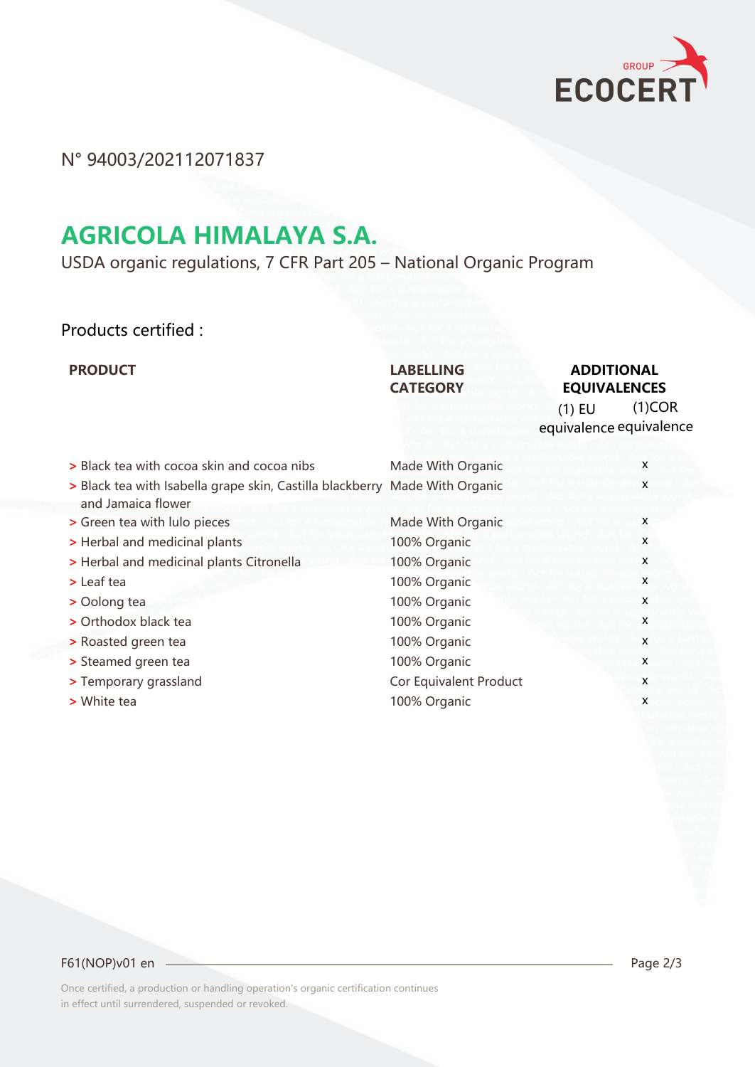N° 94003/202112071837

# AGRICOLA HIMALAYA S.A.

USDA organic regulations, 7 CFR Part 205 – National Organic Program

Products certified :

| PRODUCT | LABELLING CATEGORY | ADDITIONAL EQUIVALENCES | |
|---|---|---|---|
| | | (1) EU equivalence | (1)COR equivalence |
| > Black tea with cocoa skin and cocoa nibs | Made With Organic | | x |
| > Black tea with Isabella grape skin, Castilla blackberry and Jamaica flower | Made With Organic | | x |
| > Green tea with lulo pieces | Made With Organic | | x |
| > Herbal and medicinal plants | 100% Organic | | x |
| > Herbal and medicinal plants Citronella | 100% Organic | | x |
| > Leaf tea | 100% Organic | | x |
| > Oolong tea | 100% Organic | | x |
| > Orthodox black tea | 100% Organic | | x |
| > Roasted green tea | 100% Organic | | x |
| > Steamed green tea | 100% Organic | | x |
| > Temporary grassland | Cor Equivalent Product | | x |
| > White tea | 100% Organic | | x |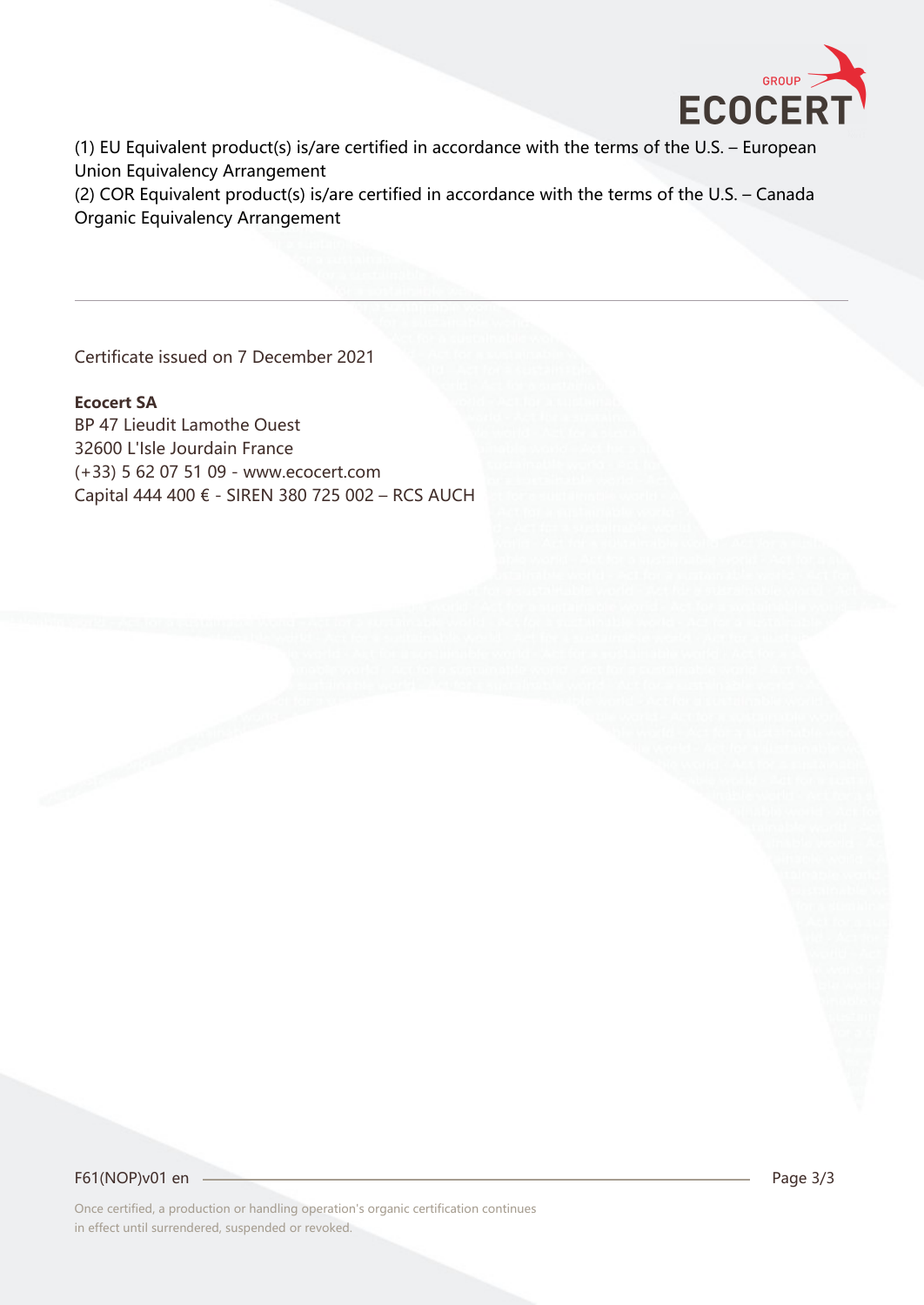(1) EU Equivalent product(s) is/are certified in accordance with the terms of the U.S. – European Union Equivalency Arrangement

(2) COR Equivalent product(s) is/are certified in accordance with the terms of the U.S. – Canada Organic Equivalency Arrangement

---

Certificate issued on 7 December 2021

**Ecocert SA**
BP 47 Lieudit Lamothe Ouest
32600 L'Isle Jourdain France
(+33) 5 62 07 51 09 - www.ecocert.com
Capital 444 400 € - SIREN 380 725 002 – RCS AUCH

F61(NOP)v01 en

Once certified, a production or handling operation's organic certification continues in effect until surrendered, suspended or revoked.